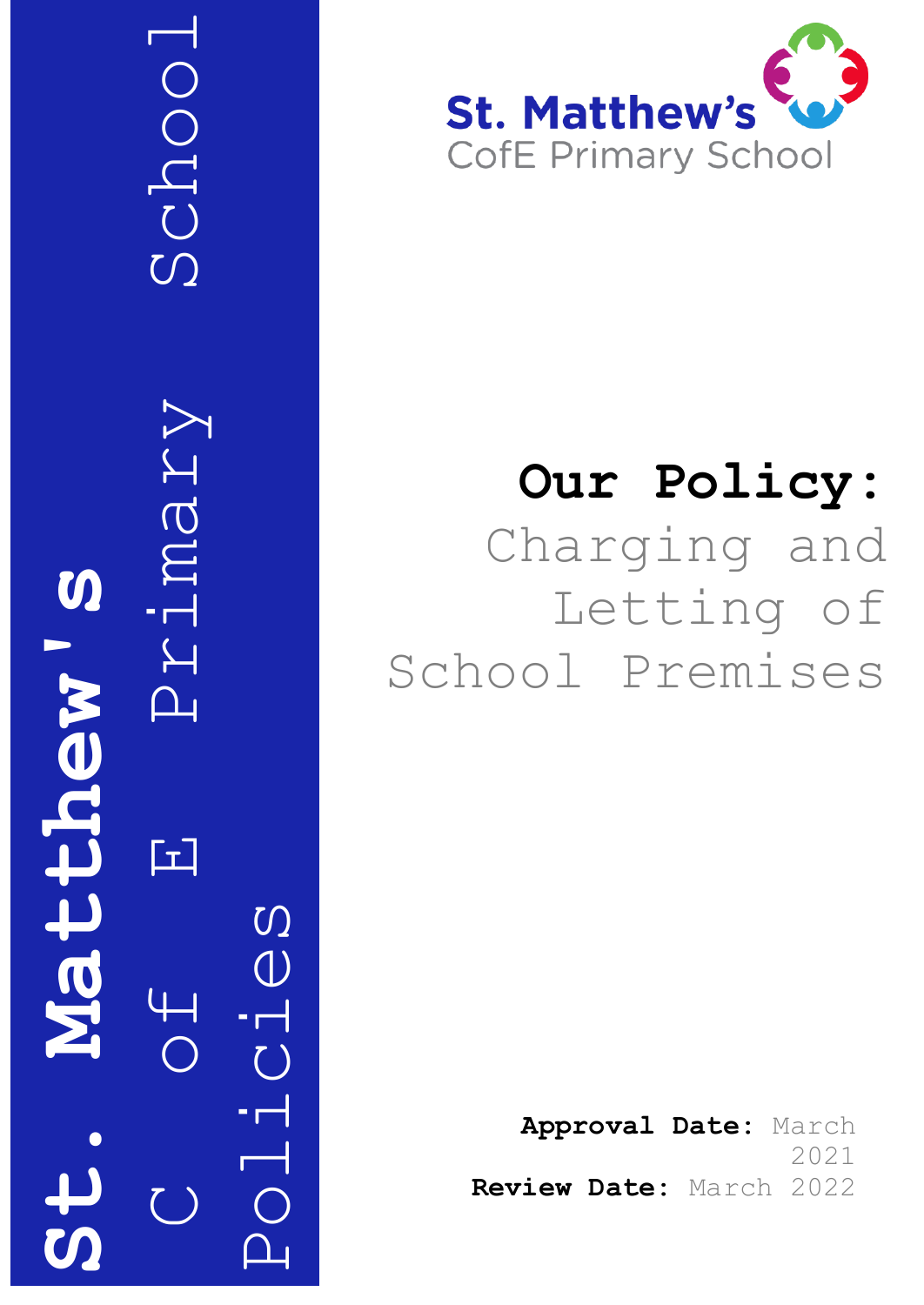St. Matthew's C of E Primary School Policies

St. Matthew's CofE Primary School

# Our Policy:

## Charging and Letting of School Premises

**Approval Date:** March 2021

**Review Date:** March 2022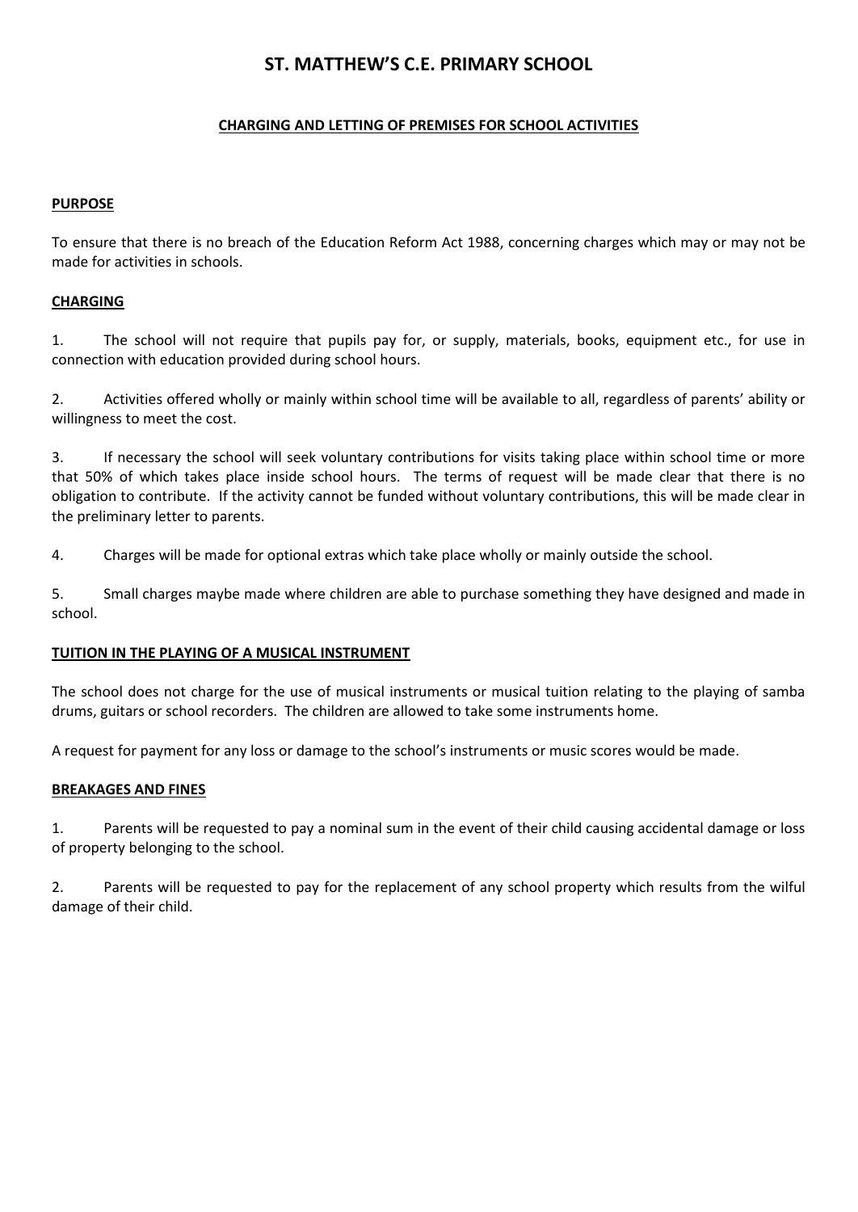# ST. MATTHEW'S C.E. PRIMARY SCHOOL

## CHARGING AND LETTING OF PREMISES FOR SCHOOL ACTIVITIES

### PURPOSE

To ensure that there is no breach of the Education Reform Act 1988, concerning charges which may or may not be made for activities in schools.

### CHARGING

1. The school will not require that pupils pay for, or supply, materials, books, equipment etc., for use in connection with education provided during school hours.

2. Activities offered wholly or mainly within school time will be available to all, regardless of parents' ability or willingness to meet the cost.

3. If necessary the school will seek voluntary contributions for visits taking place within school time or more that 50% of which takes place inside school hours. The terms of request will be made clear that there is no obligation to contribute. If the activity cannot be funded without voluntary contributions, this will be made clear in the preliminary letter to parents.

4. Charges will be made for optional extras which take place wholly or mainly outside the school.

5. Small charges maybe made where children are able to purchase something they have designed and made in school.

### TUITION IN THE PLAYING OF A MUSICAL INSTRUMENT

The school does not charge for the use of musical instruments or musical tuition relating to the playing of samba drums, guitars or school recorders. The children are allowed to take some instruments home.

A request for payment for any loss or damage to the school's instruments or music scores would be made.

### BREAKAGES AND FINES

1. Parents will be requested to pay a nominal sum in the event of their child causing accidental damage or loss of property belonging to the school.

2. Parents will be requested to pay for the replacement of any school property which results from the wilful damage of their child.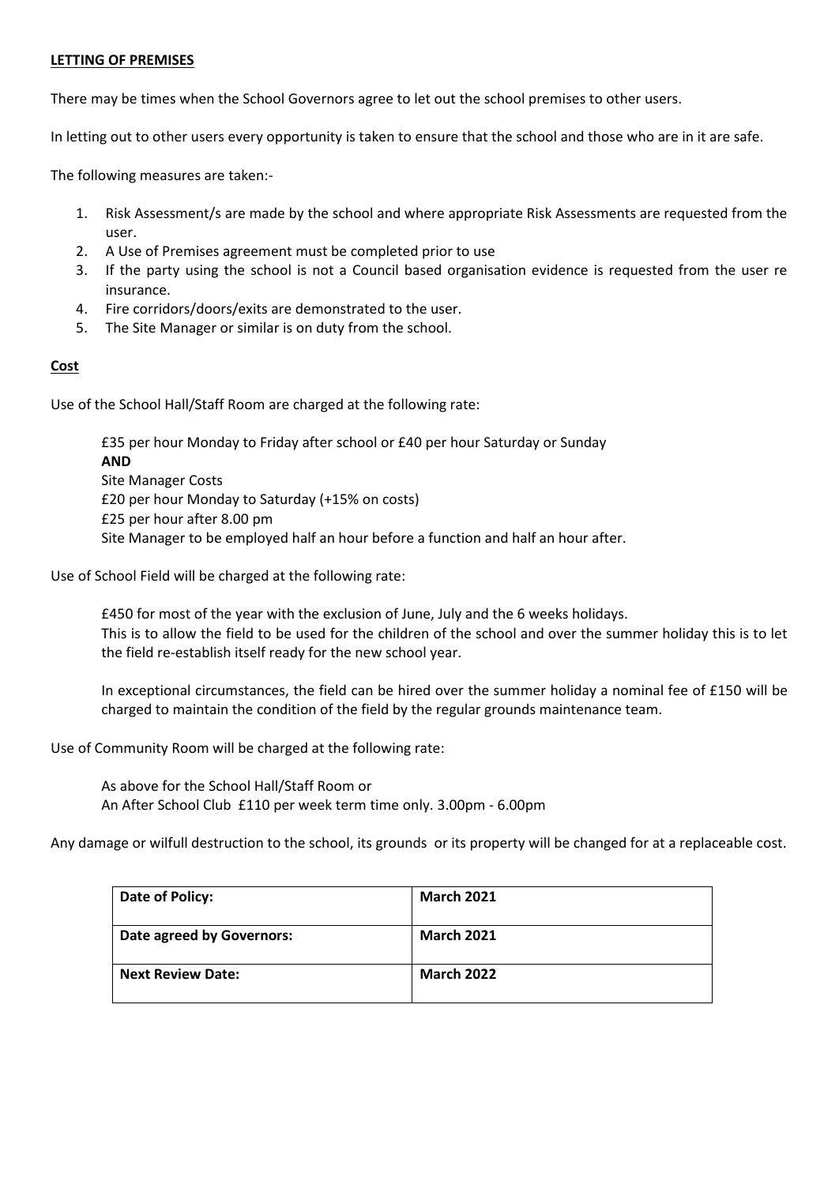**LETTING OF PREMISES**

There may be times when the School Governors agree to let out the school premises to other users.

In letting out to other users every opportunity is taken to ensure that the school and those who are in it are safe.

The following measures are taken:-

1. Risk Assessment/s are made by the school and where appropriate Risk Assessments are requested from the user.
2. A Use of Premises agreement must be completed prior to use
3. If the party using the school is not a Council based organisation evidence is requested from the user re insurance.
4. Fire corridors/doors/exits are demonstrated to the user.
5. The Site Manager or similar is on duty from the school.

**Cost**

Use of the School Hall/Staff Room are charged at the following rate:

£35 per hour Monday to Friday after school or £40 per hour Saturday or Sunday
**AND**
Site Manager Costs
£20 per hour Monday to Saturday (+15% on costs)
£25 per hour after 8.00 pm
Site Manager to be employed half an hour before a function and half an hour after.

Use of School Field will be charged at the following rate:

£450 for most of the year with the exclusion of June, July and the 6 weeks holidays.
This is to allow the field to be used for the children of the school and over the summer holiday this is to let the field re-establish itself ready for the new school year.

In exceptional circumstances, the field can be hired over the summer holiday a nominal fee of £150 will be charged to maintain the condition of the field by the regular grounds maintenance team.

Use of Community Room will be charged at the following rate:

As above for the School Hall/Staff Room or
An After School Club £110 per week term time only. 3.00pm - 6.00pm

Any damage or wilfull destruction to the school, its grounds or its property will be changed for at a replaceable cost.

| | |
|---|---|
| **Date of Policy:** | **March 2021** |
| **Date agreed by Governors:** | **March 2021** |
| **Next Review Date:** | **March 2022** |